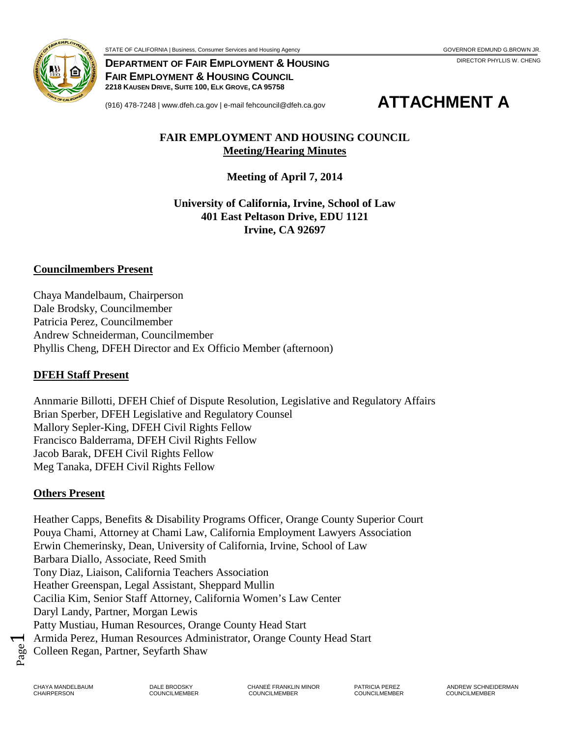STATE OF CALIFORNIA | Business, Consumer Services and Housing Agency — GOVERNOR EDMUND G.BROWN JR.

**DEPARTMENT OF FAIR EMPLOYMENT & HOUSING**
**FAIR EMPLOYMENT & HOUSING COUNCIL**
**2218 KAUSEN DRIVE, SUITE 100, ELK GROVE, CA 95758**

DIRECTOR PHYLLIS W. CHENG

(916) 478-7248 | www.dfeh.ca.gov | e-mail fehcouncil@dfeh.ca.gov

# ATTACHMENT A

## FAIR EMPLOYMENT AND HOUSING COUNCIL
**Meeting/Hearing Minutes**

**Meeting of April 7, 2014**

**University of California, Irvine, School of Law**
**401 East Peltason Drive, EDU 1121**
**Irvine, CA 92697**

### Councilmembers Present

Chaya Mandelbaum, Chairperson
Dale Brodsky, Councilmember
Patricia Perez, Councilmember
Andrew Schneiderman, Councilmember
Phyllis Cheng, DFEH Director and Ex Officio Member (afternoon)

### DFEH Staff Present

Annmarie Billotti, DFEH Chief of Dispute Resolution, Legislative and Regulatory Affairs
Brian Sperber, DFEH Legislative and Regulatory Counsel
Mallory Sepler-King, DFEH Civil Rights Fellow
Francisco Balderrama, DFEH Civil Rights Fellow
Jacob Barak, DFEH Civil Rights Fellow
Meg Tanaka, DFEH Civil Rights Fellow

### Others Present

Heather Capps, Benefits & Disability Programs Officer, Orange County Superior Court
Pouya Chami, Attorney at Chami Law, California Employment Lawyers Association
Erwin Chemerinsky, Dean, University of California, Irvine, School of Law
Barbara Diallo, Associate, Reed Smith
Tony Diaz, Liaison, California Teachers Association
Heather Greenspan, Legal Assistant, Sheppard Mullin
Cacilia Kim, Senior Staff Attorney, California Women's Law Center
Daryl Landy, Partner, Morgan Lewis
Patty Mustiau, Human Resources, Orange County Head Start
Armida Perez, Human Resources Administrator, Orange County Head Start
Colleen Regan, Partner, Seyfarth Shaw

CHAYA MANDELBAUM, CHAIRPERSON | DALE BRODSKY, COUNCILMEMBER | CHANEÉ FRANKLIN MINOR, COUNCILMEMBER | PATRICIA PEREZ, COUNCILMEMBER | ANDREW SCHNEIDERMAN, COUNCILMEMBER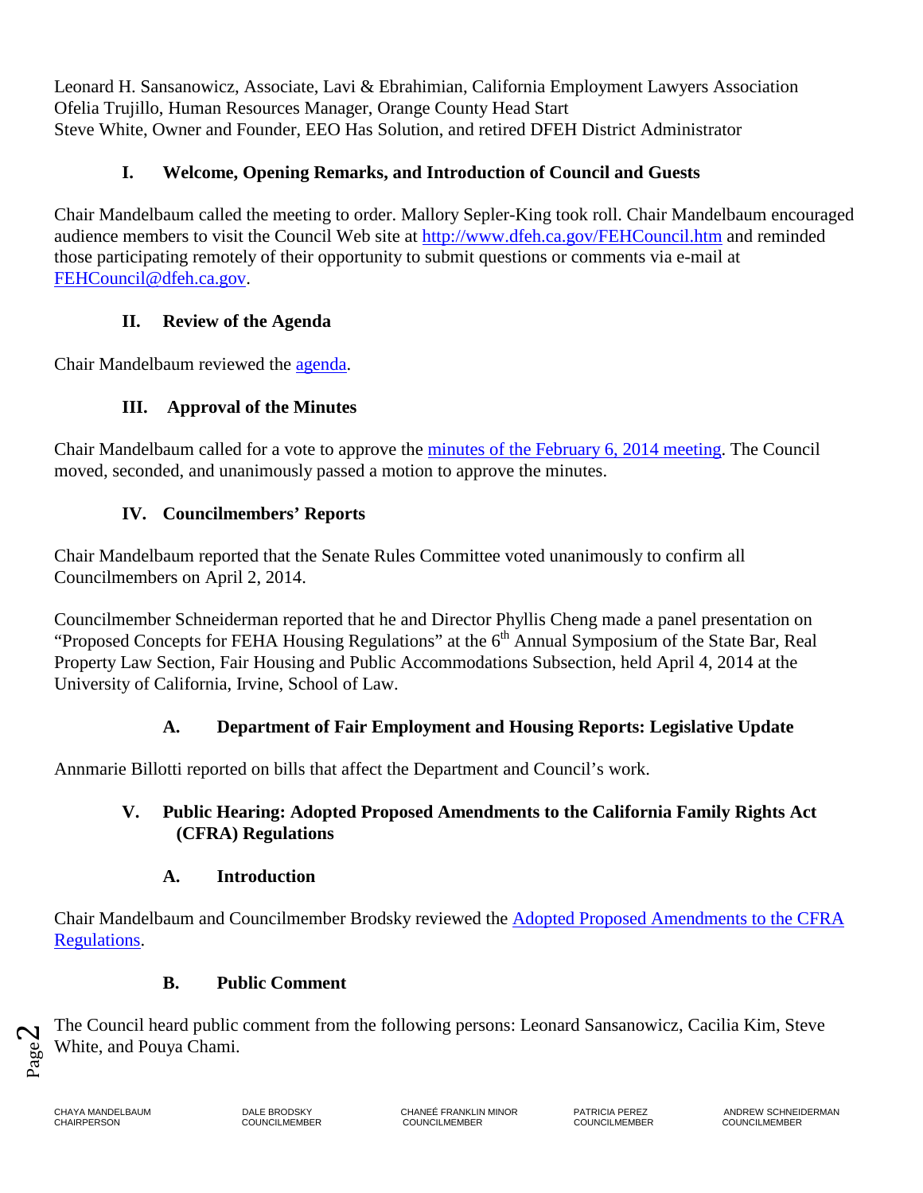Leonard H. Sansanowicz, Associate, Lavi & Ebrahimian, California Employment Lawyers Association
Ofelia Trujillo, Human Resources Manager, Orange County Head Start
Steve White, Owner and Founder, EEO Has Solution, and retired DFEH District Administrator

## I. Welcome, Opening Remarks, and Introduction of Council and Guests

Chair Mandelbaum called the meeting to order. Mallory Sepler-King took roll. Chair Mandelbaum encouraged audience members to visit the Council Web site at http://www.dfeh.ca.gov/FEHCouncil.htm and reminded those participating remotely of their opportunity to submit questions or comments via e-mail at FEHCouncil@dfeh.ca.gov.

## II. Review of the Agenda

Chair Mandelbaum reviewed the agenda.

## III. Approval of the Minutes

Chair Mandelbaum called for a vote to approve the minutes of the February 6, 2014 meeting. The Council moved, seconded, and unanimously passed a motion to approve the minutes.

## IV. Councilmembers' Reports

Chair Mandelbaum reported that the Senate Rules Committee voted unanimously to confirm all Councilmembers on April 2, 2014.

Councilmember Schneiderman reported that he and Director Phyllis Cheng made a panel presentation on "Proposed Concepts for FEHA Housing Regulations" at the 6th Annual Symposium of the State Bar, Real Property Law Section, Fair Housing and Public Accommodations Subsection, held April 4, 2014 at the University of California, Irvine, School of Law.

### A. Department of Fair Employment and Housing Reports: Legislative Update

Annmarie Billotti reported on bills that affect the Department and Council's work.

## V. Public Hearing: Adopted Proposed Amendments to the California Family Rights Act (CFRA) Regulations

### A. Introduction

Chair Mandelbaum and Councilmember Brodsky reviewed the Adopted Proposed Amendments to the CFRA Regulations.

### B. Public Comment

The Council heard public comment from the following persons: Leonard Sansanowicz, Cacilia Kim, Steve White, and Pouya Chami.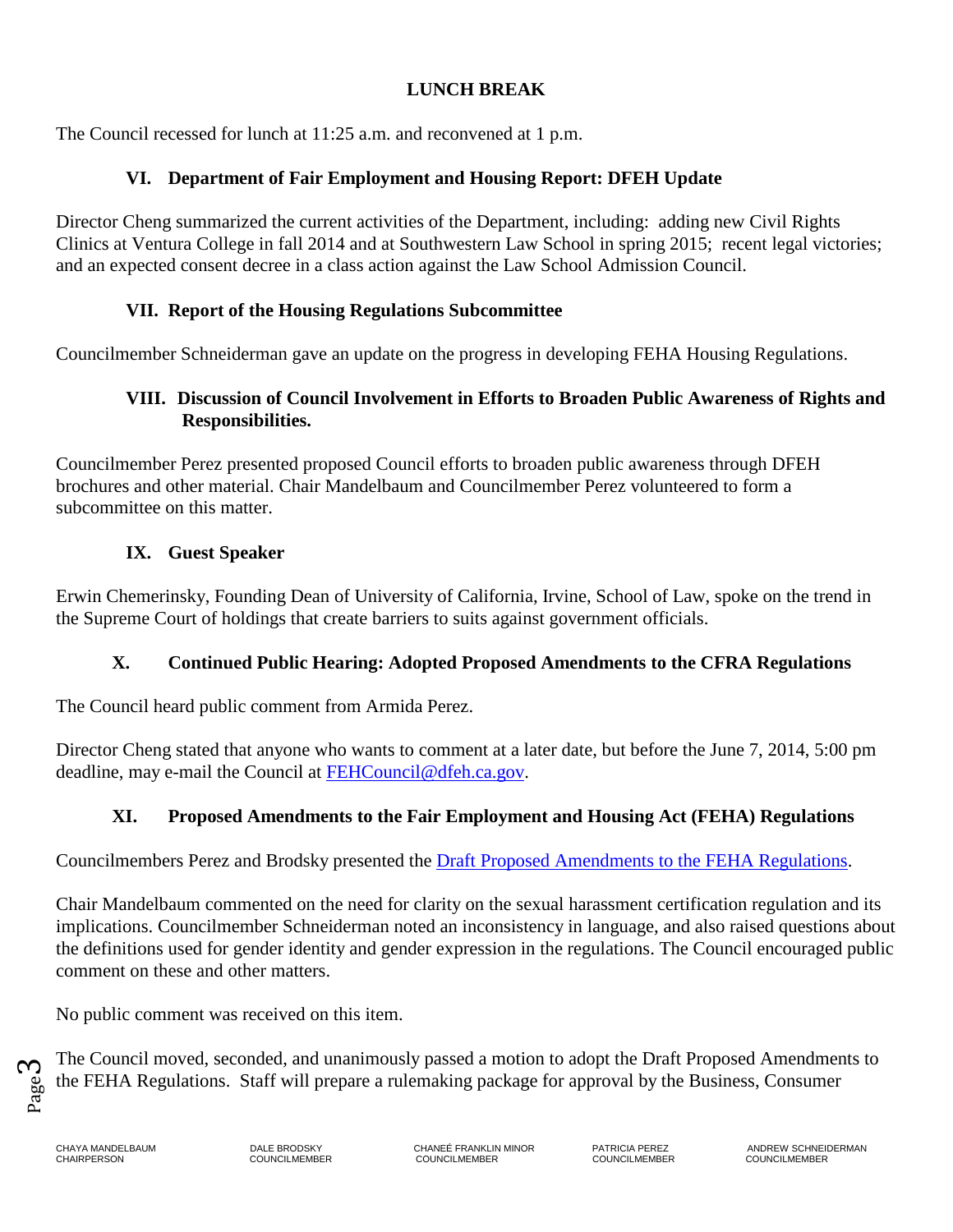## LUNCH BREAK

The Council recessed for lunch at 11:25 a.m. and reconvened at 1 p.m.

### VI. Department of Fair Employment and Housing Report: DFEH Update

Director Cheng summarized the current activities of the Department, including: adding new Civil Rights Clinics at Ventura College in fall 2014 and at Southwestern Law School in spring 2015; recent legal victories; and an expected consent decree in a class action against the Law School Admission Council.

### VII. Report of the Housing Regulations Subcommittee

Councilmember Schneiderman gave an update on the progress in developing FEHA Housing Regulations.

### VIII. Discussion of Council Involvement in Efforts to Broaden Public Awareness of Rights and Responsibilities.

Councilmember Perez presented proposed Council efforts to broaden public awareness through DFEH brochures and other material. Chair Mandelbaum and Councilmember Perez volunteered to form a subcommittee on this matter.

### IX. Guest Speaker

Erwin Chemerinsky, Founding Dean of University of California, Irvine, School of Law, spoke on the trend in the Supreme Court of holdings that create barriers to suits against government officials.

### X. Continued Public Hearing: Adopted Proposed Amendments to the CFRA Regulations

The Council heard public comment from Armida Perez.

Director Cheng stated that anyone who wants to comment at a later date, but before the June 7, 2014, 5:00 pm deadline, may e-mail the Council at FEHCouncil@dfeh.ca.gov.

### XI. Proposed Amendments to the Fair Employment and Housing Act (FEHA) Regulations

Councilmembers Perez and Brodsky presented the Draft Proposed Amendments to the FEHA Regulations.

Chair Mandelbaum commented on the need for clarity on the sexual harassment certification regulation and its implications. Councilmember Schneiderman noted an inconsistency in language, and also raised questions about the definitions used for gender identity and gender expression in the regulations. The Council encouraged public comment on these and other matters.

No public comment was received on this item.

The Council moved, seconded, and unanimously passed a motion to adopt the Draft Proposed Amendments to the FEHA Regulations. Staff will prepare a rulemaking package for approval by the Business, Consumer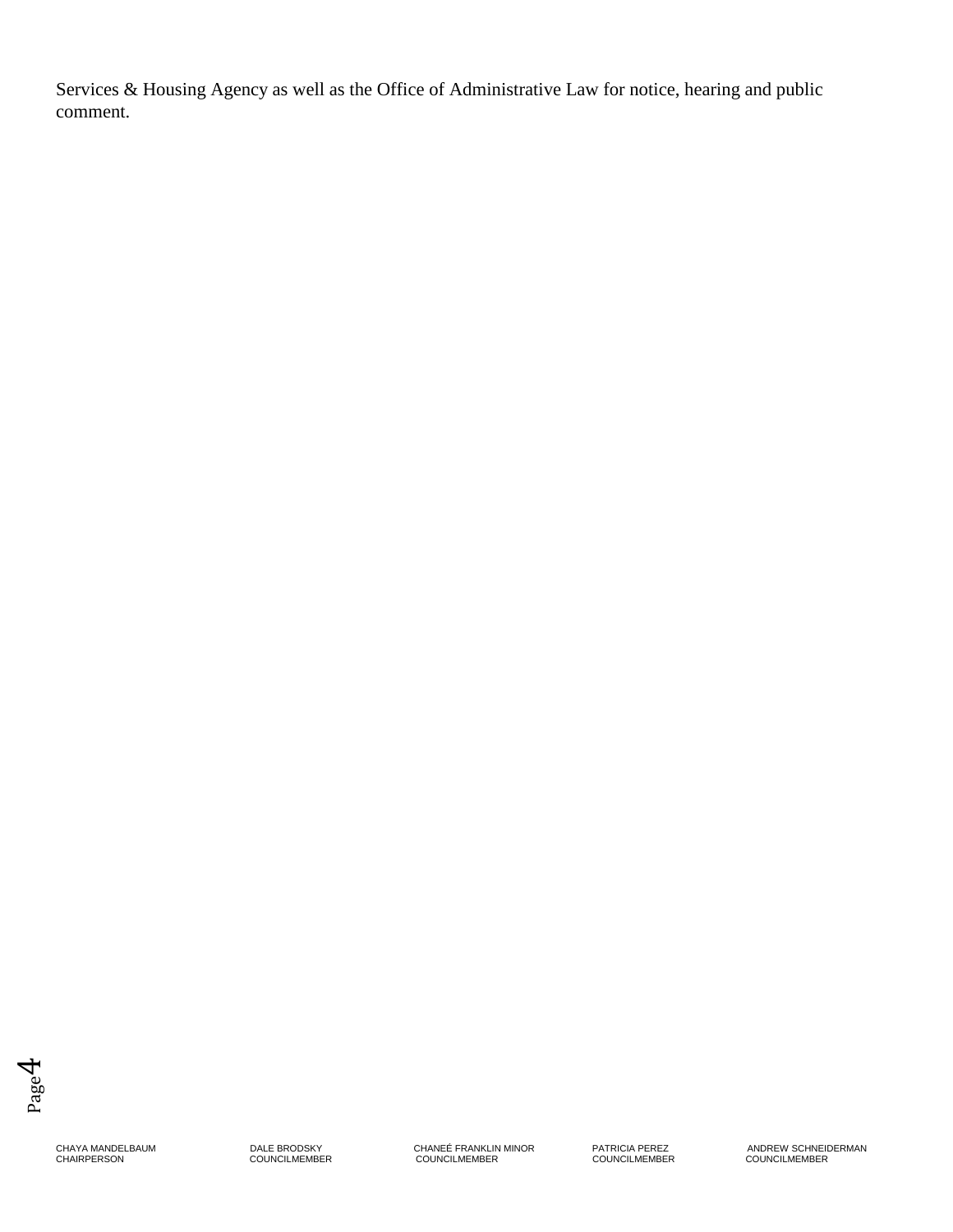Services & Housing Agency as well as the Office of Administrative Law for notice, hearing and public comment.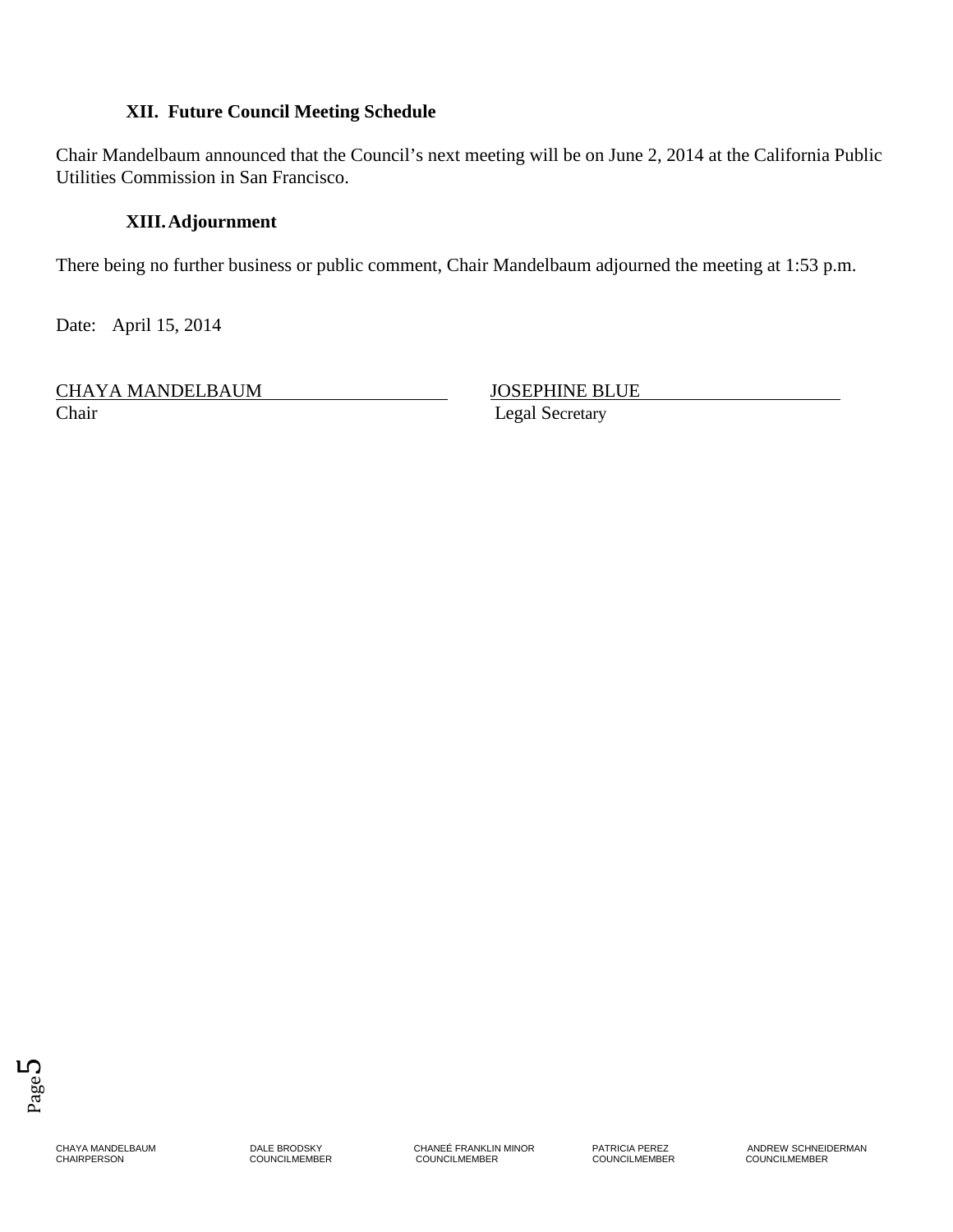### XII. Future Council Meeting Schedule

Chair Mandelbaum announced that the Council's next meeting will be on June 2, 2014 at the California Public Utilities Commission in San Francisco.

### XIII. Adjournment

There being no further business or public comment, Chair Mandelbaum adjourned the meeting at 1:53 p.m.

Date: April 15, 2014

| | |
|---|---|
| CHAYA MANDELBAUM | JOSEPHINE BLUE |
| Chair | Legal Secretary |